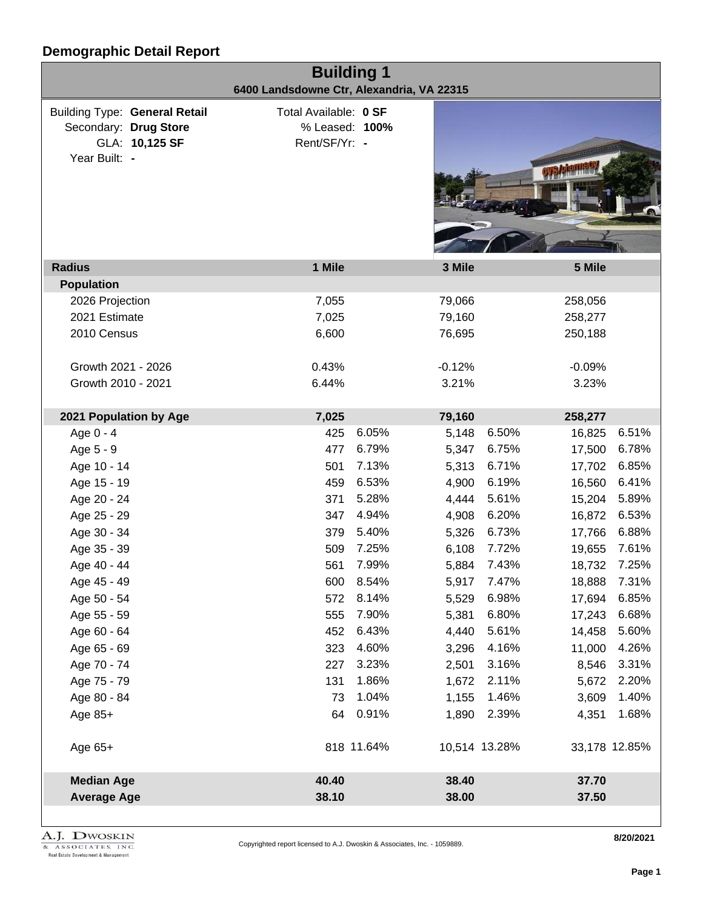# Demographic Detail Report

## Building 1

**6400 Landsdowne Ctr, Alexandria, VA 22315**

Building Type: **General Retail**
Secondary: **Drug Store**
GLA: **10,125 SF**
Year Built: **-**

Total Available: **0 SF**
% Leased: **100%**
Rent/SF/Yr: **-**

| Radius | 1 Mile | | 3 Mile | | 5 Mile | |
|---|---|---|---|---|---|---|
| **Population** | | | | | | |
| 2026 Projection | 7,055 | | 79,066 | | 258,056 | |
| 2021 Estimate | 7,025 | | 79,160 | | 258,277 | |
| 2010 Census | 6,600 | | 76,695 | | 250,188 | |
| Growth 2021 - 2026 | 0.43% | | -0.12% | | -0.09% | |
| Growth 2010 - 2021 | 6.44% | | 3.21% | | 3.23% | |
| **2021 Population by Age** | **7,025** | | **79,160** | | **258,277** | |
| Age 0 - 4 | 425 | 6.05% | 5,148 | 6.50% | 16,825 | 6.51% |
| Age 5 - 9 | 477 | 6.79% | 5,347 | 6.75% | 17,500 | 6.78% |
| Age 10 - 14 | 501 | 7.13% | 5,313 | 6.71% | 17,702 | 6.85% |
| Age 15 - 19 | 459 | 6.53% | 4,900 | 6.19% | 16,560 | 6.41% |
| Age 20 - 24 | 371 | 5.28% | 4,444 | 5.61% | 15,204 | 5.89% |
| Age 25 - 29 | 347 | 4.94% | 4,908 | 6.20% | 16,872 | 6.53% |
| Age 30 - 34 | 379 | 5.40% | 5,326 | 6.73% | 17,766 | 6.88% |
| Age 35 - 39 | 509 | 7.25% | 6,108 | 7.72% | 19,655 | 7.61% |
| Age 40 - 44 | 561 | 7.99% | 5,884 | 7.43% | 18,732 | 7.25% |
| Age 45 - 49 | 600 | 8.54% | 5,917 | 7.47% | 18,888 | 7.31% |
| Age 50 - 54 | 572 | 8.14% | 5,529 | 6.98% | 17,694 | 6.85% |
| Age 55 - 59 | 555 | 7.90% | 5,381 | 6.80% | 17,243 | 6.68% |
| Age 60 - 64 | 452 | 6.43% | 4,440 | 5.61% | 14,458 | 5.60% |
| Age 65 - 69 | 323 | 4.60% | 3,296 | 4.16% | 11,000 | 4.26% |
| Age 70 - 74 | 227 | 3.23% | 2,501 | 3.16% | 8,546 | 3.31% |
| Age 75 - 79 | 131 | 1.86% | 1,672 | 2.11% | 5,672 | 2.20% |
| Age 80 - 84 | 73 | 1.04% | 1,155 | 1.46% | 3,609 | 1.40% |
| Age 85+ | 64 | 0.91% | 1,890 | 2.39% | 4,351 | 1.68% |
| Age 65+ | 818 | 11.64% | 10,514 | 13.28% | 33,178 | 12.85% |
| **Median Age** | **40.40** | | **38.40** | | **37.70** | |
| **Average Age** | **38.10** | | **38.00** | | **37.50** | |

A.J. Dwoskin & Associates, Inc. Real Estate Development & Management

Copyrighted report licensed to A.J. Dwoskin & Associates, Inc. - 1059889.

8/20/2021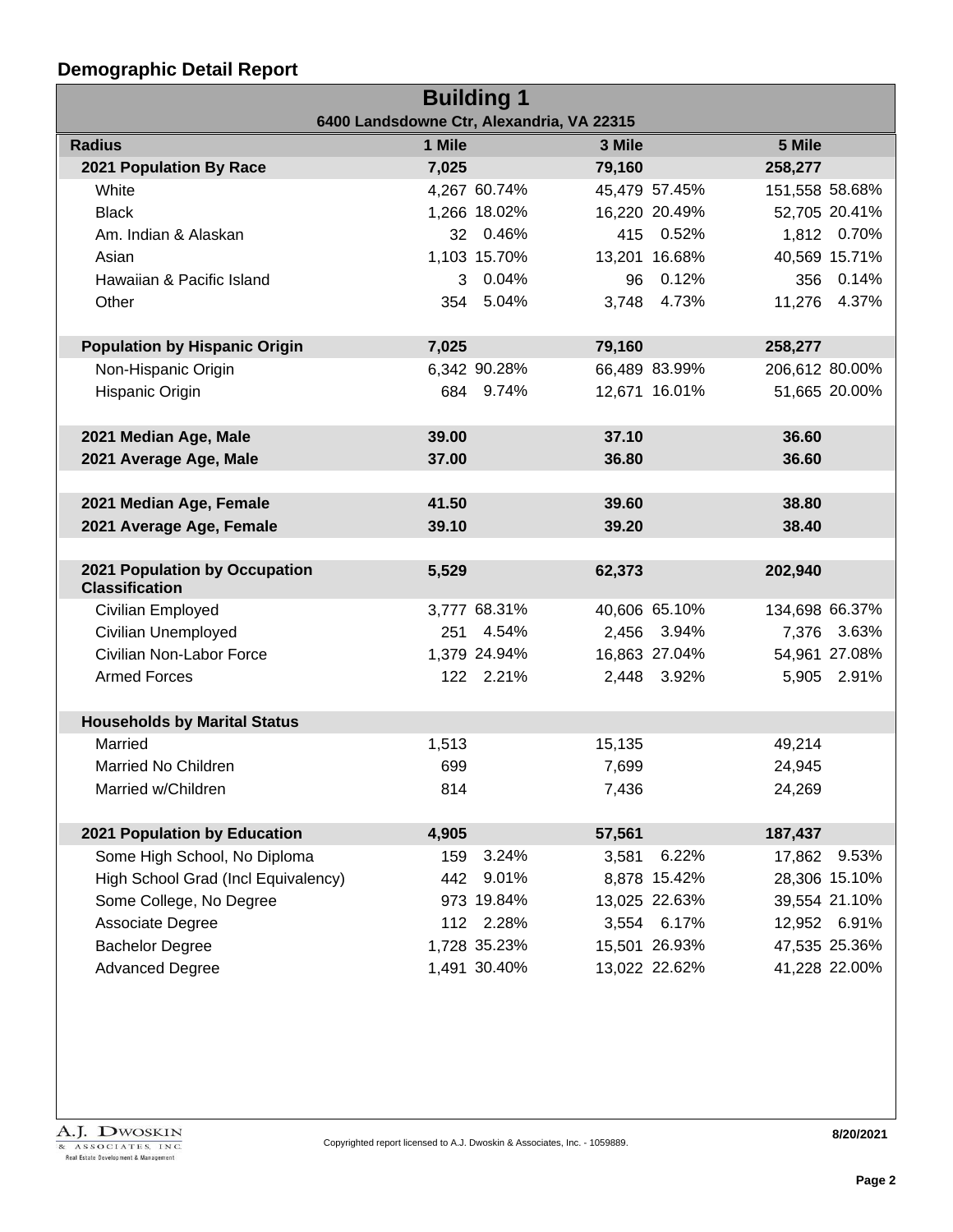## Demographic Detail Report

**Building 1**

6400 Landsdowne Ctr, Alexandria, VA 22315

| Radius | 1 Mile | | 3 Mile | | 5 Mile | |
|---|---|---|---|---|---|---|
| **2021 Population By Race** | **7,025** | | **79,160** | | **258,277** | |
| White | 4,267 | 60.74% | 45,479 | 57.45% | 151,558 | 58.68% |
| Black | 1,266 | 18.02% | 16,220 | 20.49% | 52,705 | 20.41% |
| Am. Indian & Alaskan | 32 | 0.46% | 415 | 0.52% | 1,812 | 0.70% |
| Asian | 1,103 | 15.70% | 13,201 | 16.68% | 40,569 | 15.71% |
| Hawaiian & Pacific Island | 3 | 0.04% | 96 | 0.12% | 356 | 0.14% |
| Other | 354 | 5.04% | 3,748 | 4.73% | 11,276 | 4.37% |
| **Population by Hispanic Origin** | **7,025** | | **79,160** | | **258,277** | |
| Non-Hispanic Origin | 6,342 | 90.28% | 66,489 | 83.99% | 206,612 | 80.00% |
| Hispanic Origin | 684 | 9.74% | 12,671 | 16.01% | 51,665 | 20.00% |
| **2021 Median Age, Male** | **39.00** | | **37.10** | | **36.60** | |
| **2021 Average Age, Male** | **37.00** | | **36.80** | | **36.60** | |
| **2021 Median Age, Female** | **41.50** | | **39.60** | | **38.80** | |
| **2021 Average Age, Female** | **39.10** | | **39.20** | | **38.40** | |
| **2021 Population by Occupation Classification** | **5,529** | | **62,373** | | **202,940** | |
| Civilian Employed | 3,777 | 68.31% | 40,606 | 65.10% | 134,698 | 66.37% |
| Civilian Unemployed | 251 | 4.54% | 2,456 | 3.94% | 7,376 | 3.63% |
| Civilian Non-Labor Force | 1,379 | 24.94% | 16,863 | 27.04% | 54,961 | 27.08% |
| Armed Forces | 122 | 2.21% | 2,448 | 3.92% | 5,905 | 2.91% |
| **Households by Marital Status** | | | | | | |
| Married | 1,513 | | 15,135 | | 49,214 | |
| Married No Children | 699 | | 7,699 | | 24,945 | |
| Married w/Children | 814 | | 7,436 | | 24,269 | |
| **2021 Population by Education** | **4,905** | | **57,561** | | **187,437** | |
| Some High School, No Diploma | 159 | 3.24% | 3,581 | 6.22% | 17,862 | 9.53% |
| High School Grad (Incl Equivalency) | 442 | 9.01% | 8,878 | 15.42% | 28,306 | 15.10% |
| Some College, No Degree | 973 | 19.84% | 13,025 | 22.63% | 39,554 | 21.10% |
| Associate Degree | 112 | 2.28% | 3,554 | 6.17% | 12,952 | 6.91% |
| Bachelor Degree | 1,728 | 35.23% | 15,501 | 26.93% | 47,535 | 25.36% |
| Advanced Degree | 1,491 | 30.40% | 13,022 | 22.62% | 41,228 | 22.00% |

A.J. Dwoskin & Associates, Inc. Real Estate Development & Management

Copyrighted report licensed to A.J. Dwoskin & Associates, Inc. - 1059889.

8/20/2021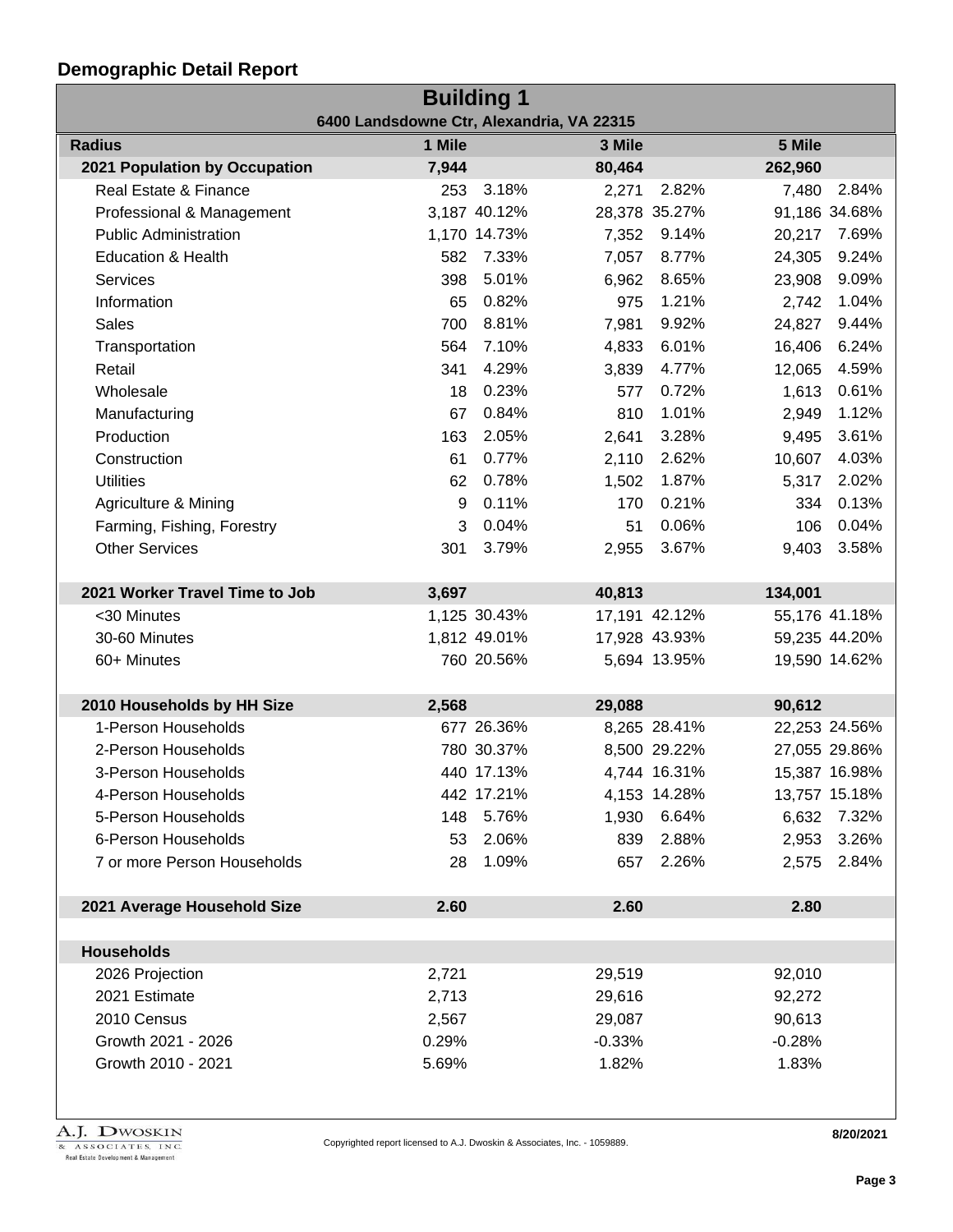## Demographic Detail Report

| Building 1 | | | | | | |
|---|---|---|---|---|---|---|
| 6400 Landsdowne Ctr, Alexandria, VA 22315 | | | | | | |
| **Radius** | **1 Mile** | | **3 Mile** | | **5 Mile** | |
| **2021 Population by Occupation** | **7,944** | | **80,464** | | **262,960** | |
| Real Estate & Finance | 253 | 3.18% | 2,271 | 2.82% | 7,480 | 2.84% |
| Professional & Management | 3,187 | 40.12% | 28,378 | 35.27% | 91,186 | 34.68% |
| Public Administration | 1,170 | 14.73% | 7,352 | 9.14% | 20,217 | 7.69% |
| Education & Health | 582 | 7.33% | 7,057 | 8.77% | 24,305 | 9.24% |
| Services | 398 | 5.01% | 6,962 | 8.65% | 23,908 | 9.09% |
| Information | 65 | 0.82% | 975 | 1.21% | 2,742 | 1.04% |
| Sales | 700 | 8.81% | 7,981 | 9.92% | 24,827 | 9.44% |
| Transportation | 564 | 7.10% | 4,833 | 6.01% | 16,406 | 6.24% |
| Retail | 341 | 4.29% | 3,839 | 4.77% | 12,065 | 4.59% |
| Wholesale | 18 | 0.23% | 577 | 0.72% | 1,613 | 0.61% |
| Manufacturing | 67 | 0.84% | 810 | 1.01% | 2,949 | 1.12% |
| Production | 163 | 2.05% | 2,641 | 3.28% | 9,495 | 3.61% |
| Construction | 61 | 0.77% | 2,110 | 2.62% | 10,607 | 4.03% |
| Utilities | 62 | 0.78% | 1,502 | 1.87% | 5,317 | 2.02% |
| Agriculture & Mining | 9 | 0.11% | 170 | 0.21% | 334 | 0.13% |
| Farming, Fishing, Forestry | 3 | 0.04% | 51 | 0.06% | 106 | 0.04% |
| Other Services | 301 | 3.79% | 2,955 | 3.67% | 9,403 | 3.58% |
| | | | | | | |
| **2021 Worker Travel Time to Job** | **3,697** | | **40,813** | | **134,001** | |
| <30 Minutes | 1,125 | 30.43% | 17,191 | 42.12% | 55,176 | 41.18% |
| 30-60 Minutes | 1,812 | 49.01% | 17,928 | 43.93% | 59,235 | 44.20% |
| 60+ Minutes | 760 | 20.56% | 5,694 | 13.95% | 19,590 | 14.62% |
| | | | | | | |
| **2010 Households by HH Size** | **2,568** | | **29,088** | | **90,612** | |
| 1-Person Households | 677 | 26.36% | 8,265 | 28.41% | 22,253 | 24.56% |
| 2-Person Households | 780 | 30.37% | 8,500 | 29.22% | 27,055 | 29.86% |
| 3-Person Households | 440 | 17.13% | 4,744 | 16.31% | 15,387 | 16.98% |
| 4-Person Households | 442 | 17.21% | 4,153 | 14.28% | 13,757 | 15.18% |
| 5-Person Households | 148 | 5.76% | 1,930 | 6.64% | 6,632 | 7.32% |
| 6-Person Households | 53 | 2.06% | 839 | 2.88% | 2,953 | 3.26% |
| 7 or more Person Households | 28 | 1.09% | 657 | 2.26% | 2,575 | 2.84% |
| | | | | | | |
| **2021 Average Household Size** | **2.60** | | **2.60** | | **2.80** | |
| | | | | | | |
| **Households** | | | | | | |
| 2026 Projection | 2,721 | | 29,519 | | 92,010 | |
| 2021 Estimate | 2,713 | | 29,616 | | 92,272 | |
| 2010 Census | 2,567 | | 29,087 | | 90,613 | |
| Growth 2021 - 2026 | 0.29% | | -0.33% | | -0.28% | |
| Growth 2010 - 2021 | 5.69% | | 1.82% | | 1.83% | |

A.J. Dwoskin & Associates, Inc. Real Estate Development & Management

Copyrighted report licensed to A.J. Dwoskin & Associates, Inc. - 1059889.

8/20/2021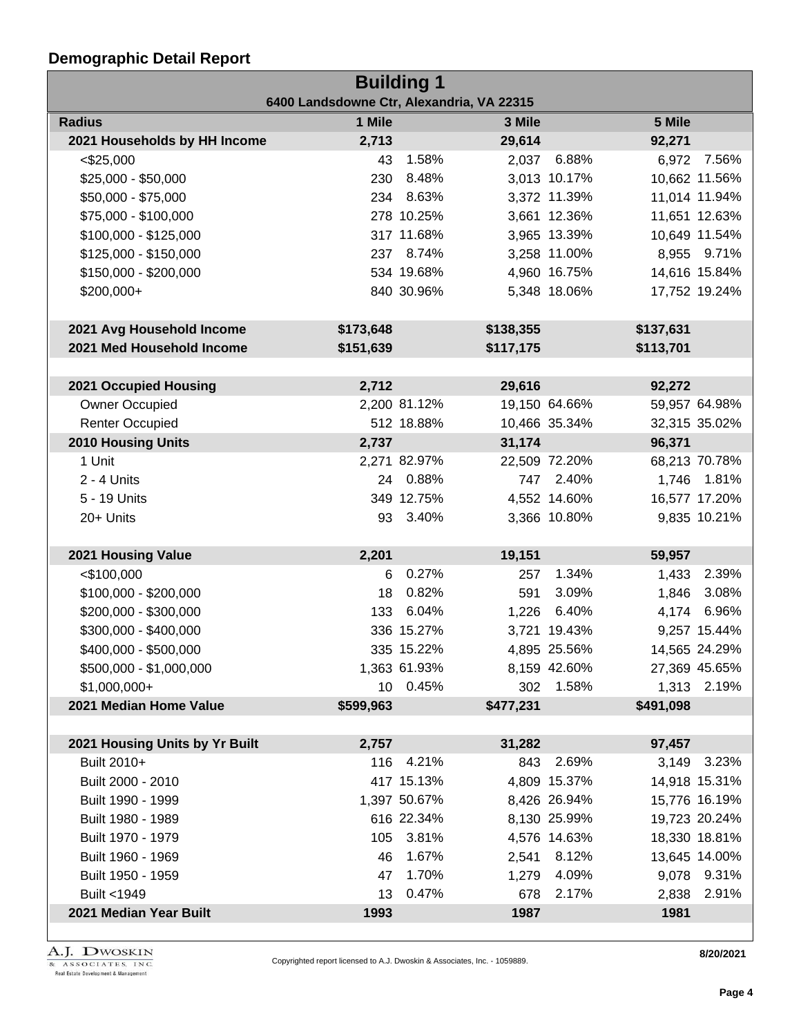## Demographic Detail Report

| Building 1 | | | | | | |
|---|---|---|---|---|---|---|
| 6400 Landsdowne Ctr, Alexandria, VA 22315 | | | | | | |
| **Radius** | **1 Mile** | | **3 Mile** | | **5 Mile** | |
| **2021 Households by HH Income** | **2,713** | | **29,614** | | **92,271** | |
| <$25,000 | 43 | 1.58% | 2,037 | 6.88% | 6,972 | 7.56% |
| $25,000 - $50,000 | 230 | 8.48% | 3,013 | 10.17% | 10,662 | 11.56% |
| $50,000 - $75,000 | 234 | 8.63% | 3,372 | 11.39% | 11,014 | 11.94% |
| $75,000 - $100,000 | 278 | 10.25% | 3,661 | 12.36% | 11,651 | 12.63% |
| $100,000 - $125,000 | 317 | 11.68% | 3,965 | 13.39% | 10,649 | 11.54% |
| $125,000 - $150,000 | 237 | 8.74% | 3,258 | 11.00% | 8,955 | 9.71% |
| $150,000 - $200,000 | 534 | 19.68% | 4,960 | 16.75% | 14,616 | 15.84% |
| $200,000+ | 840 | 30.96% | 5,348 | 18.06% | 17,752 | 19.24% |
| **2021 Avg Household Income** | **$173,648** | | **$138,355** | | **$137,631** | |
| **2021 Med Household Income** | **$151,639** | | **$117,175** | | **$113,701** | |
| **2021 Occupied Housing** | **2,712** | | **29,616** | | **92,272** | |
| Owner Occupied | 2,200 | 81.12% | 19,150 | 64.66% | 59,957 | 64.98% |
| Renter Occupied | 512 | 18.88% | 10,466 | 35.34% | 32,315 | 35.02% |
| **2010 Housing Units** | **2,737** | | **31,174** | | **96,371** | |
| 1 Unit | 2,271 | 82.97% | 22,509 | 72.20% | 68,213 | 70.78% |
| 2 - 4 Units | 24 | 0.88% | 747 | 2.40% | 1,746 | 1.81% |
| 5 - 19 Units | 349 | 12.75% | 4,552 | 14.60% | 16,577 | 17.20% |
| 20+ Units | 93 | 3.40% | 3,366 | 10.80% | 9,835 | 10.21% |
| **2021 Housing Value** | **2,201** | | **19,151** | | **59,957** | |
| <$100,000 | 6 | 0.27% | 257 | 1.34% | 1,433 | 2.39% |
| $100,000 - $200,000 | 18 | 0.82% | 591 | 3.09% | 1,846 | 3.08% |
| $200,000 - $300,000 | 133 | 6.04% | 1,226 | 6.40% | 4,174 | 6.96% |
| $300,000 - $400,000 | 336 | 15.27% | 3,721 | 19.43% | 9,257 | 15.44% |
| $400,000 - $500,000 | 335 | 15.22% | 4,895 | 25.56% | 14,565 | 24.29% |
| $500,000 - $1,000,000 | 1,363 | 61.93% | 8,159 | 42.60% | 27,369 | 45.65% |
| $1,000,000+ | 10 | 0.45% | 302 | 1.58% | 1,313 | 2.19% |
| **2021 Median Home Value** | **$599,963** | | **$477,231** | | **$491,098** | |
| **2021 Housing Units by Yr Built** | **2,757** | | **31,282** | | **97,457** | |
| Built 2010+ | 116 | 4.21% | 843 | 2.69% | 3,149 | 3.23% |
| Built 2000 - 2010 | 417 | 15.13% | 4,809 | 15.37% | 14,918 | 15.31% |
| Built 1990 - 1999 | 1,397 | 50.67% | 8,426 | 26.94% | 15,776 | 16.19% |
| Built 1980 - 1989 | 616 | 22.34% | 8,130 | 25.99% | 19,723 | 20.24% |
| Built 1970 - 1979 | 105 | 3.81% | 4,576 | 14.63% | 18,330 | 18.81% |
| Built 1960 - 1969 | 46 | 1.67% | 2,541 | 8.12% | 13,645 | 14.00% |
| Built 1950 - 1959 | 47 | 1.70% | 1,279 | 4.09% | 9,078 | 9.31% |
| Built <1949 | 13 | 0.47% | 678 | 2.17% | 2,838 | 2.91% |
| **2021 Median Year Built** | **1993** | | **1987** | | **1981** | |

A.J. Dwoskin & Associates, Inc. Real Estate Development & Management

Copyrighted report licensed to A.J. Dwoskin & Associates, Inc. - 1059889.

8/20/2021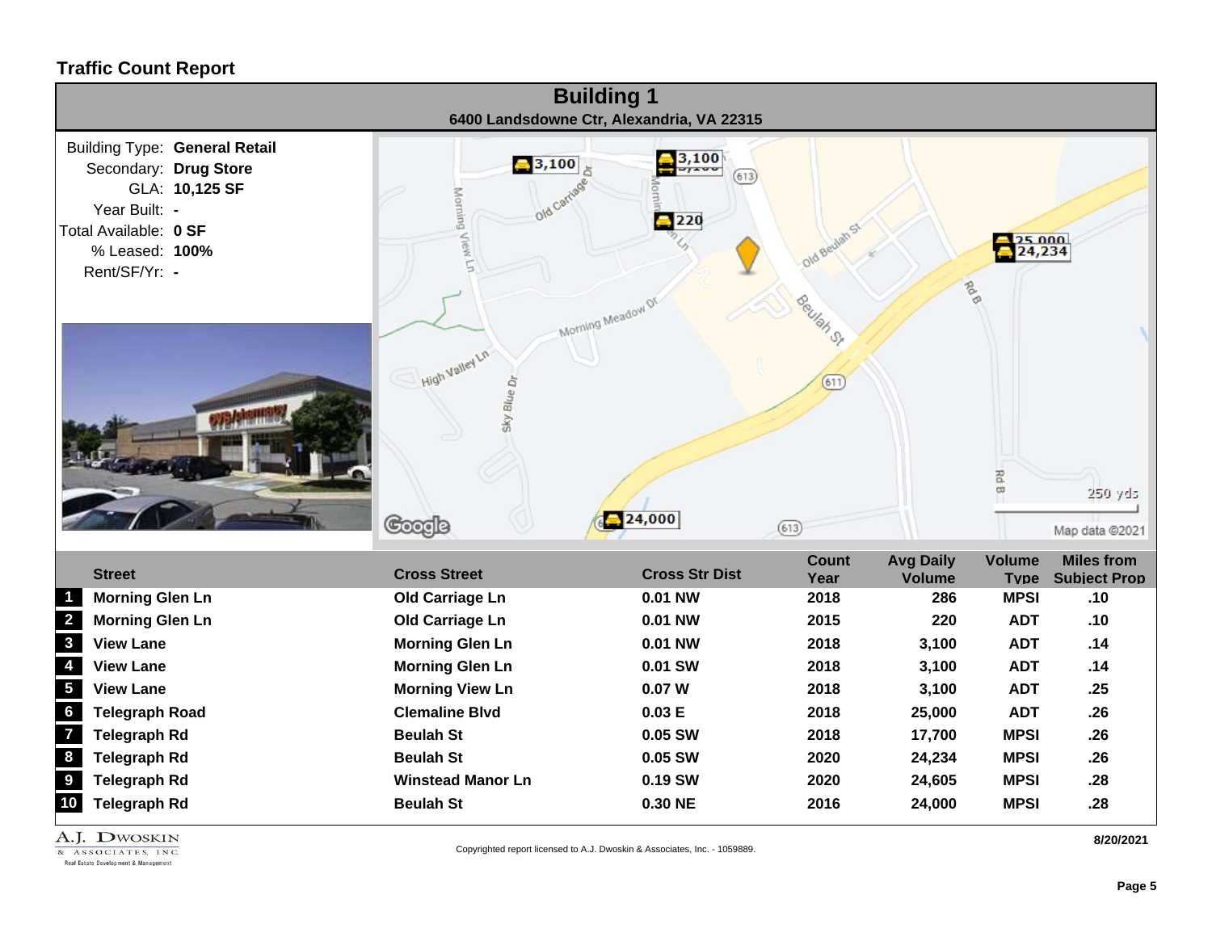## Traffic Count Report

# Building 1

**6400 Landsdowne Ctr, Alexandria, VA 22315**

Building Type: **General Retail**
Secondary: **Drug Store**
GLA: **10,125 SF**
Year Built: **-**
Total Available: **0 SF**
% Leased: **100%**
Rent/SF/Yr: **-**

| # | Street | Cross Street | Cross Str Dist | Count Year | Avg Daily Volume | Volume Type | Miles from Subject Prop |
|---|---|---|---|---|---|---|---|
| 1 | Morning Glen Ln | Old Carriage Ln | 0.01 NW | 2018 | 286 | MPSI | .10 |
| 2 | Morning Glen Ln | Old Carriage Ln | 0.01 NW | 2015 | 220 | ADT | .10 |
| 3 | View Lane | Morning Glen Ln | 0.01 NW | 2018 | 3,100 | ADT | .14 |
| 4 | View Lane | Morning Glen Ln | 0.01 SW | 2018 | 3,100 | ADT | .14 |
| 5 | View Lane | Morning View Ln | 0.07 W | 2018 | 3,100 | ADT | .25 |
| 6 | Telegraph Road | Clemaline Blvd | 0.03 E | 2018 | 25,000 | ADT | .26 |
| 7 | Telegraph Rd | Beulah St | 0.05 SW | 2018 | 17,700 | MPSI | .26 |
| 8 | Telegraph Rd | Beulah St | 0.05 SW | 2020 | 24,234 | MPSI | .26 |
| 9 | Telegraph Rd | Winstead Manor Ln | 0.19 SW | 2020 | 24,605 | MPSI | .28 |
| 10 | Telegraph Rd | Beulah St | 0.30 NE | 2016 | 24,000 | MPSI | .28 |

A.J. Dwoskin & Associates, Inc. Real Estate Development & Management

Copyrighted report licensed to A.J. Dwoskin & Associates, Inc. - 1059889.

8/20/2021